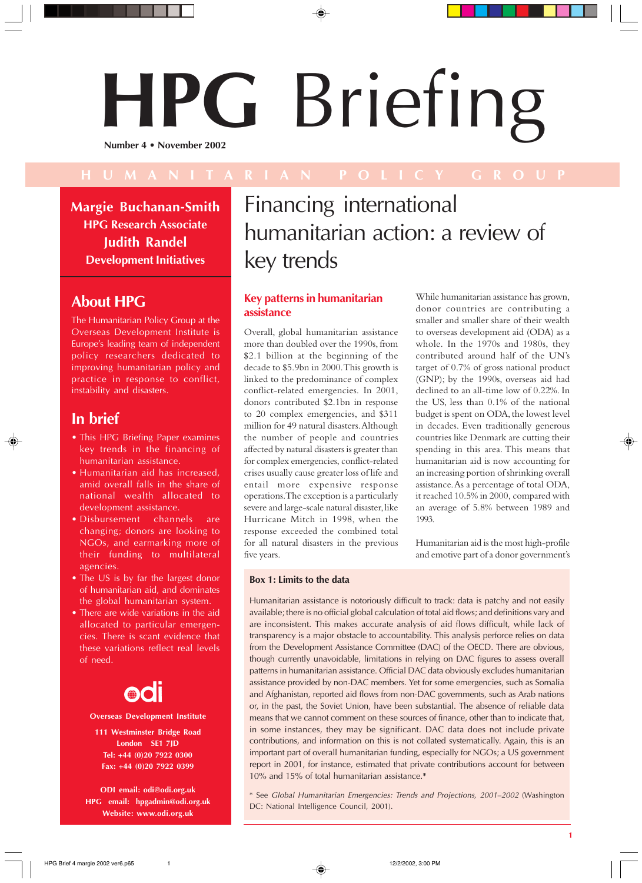# HPG Briefing

Number 4 • November 2002

HUMANITARIAN POLICY GROUP

**Margie Buchanan-Smith**
**HPG Research Associate**
**Judith Randel**
**Development Initiatives**

## About HPG

The Humanitarian Policy Group at the Overseas Development Institute is Europe's leading team of independent policy researchers dedicated to improving humanitarian policy and practice in response to conflict, instability and disasters.

## In brief

- This HPG Briefing Paper examines key trends in the financing of humanitarian assistance.
- Humanitarian aid has increased, amid overall falls in the share of national wealth allocated to development assistance.
- Disbursement channels are changing; donors are looking to NGOs, and earmarking more of their funding to multilateral agencies.
- The US is by far the largest donor of humanitarian aid, and dominates the global humanitarian system.
- There are wide variations in the aid allocated to particular emergencies. There is scant evidence that these variations reflect real levels of need.

**Overseas Development Institute**

**111 Westminster Bridge Road**
**London SE1 7JD**
**Tel: +44 (0)20 7922 0300**
**Fax: +44 (0)20 7922 0399**

**ODI email: odi@odi.org.uk**
**HPG email: hpgadmin@odi.org.uk**
**Website: www.odi.org.uk**

# Financing international humanitarian action: a review of key trends

## Key patterns in humanitarian assistance

Overall, global humanitarian assistance more than doubled over the 1990s, from $2.1 billion at the beginning of the decade to $5.9bn in 2000. This growth is linked to the predominance of complex conflict-related emergencies. In 2001, donors contributed $2.1bn in response to 20 complex emergencies, and $311 million for 49 natural disasters. Although the number of people and countries affected by natural disasters is greater than for complex emergencies, conflict-related crises usually cause greater loss of life and entail more expensive response operations. The exception is a particularly severe and large-scale natural disaster, like Hurricane Mitch in 1998, when the response exceeded the combined total for all natural disasters in the previous five years.

While humanitarian assistance has grown, donor countries are contributing a smaller and smaller share of their wealth to overseas development aid (ODA) as a whole. In the 1970s and 1980s, they contributed around half of the UN's target of 0.7% of gross national product (GNP); by the 1990s, overseas aid had declined to an all-time low of 0.22%. In the US, less than 0.1% of the national budget is spent on ODA, the lowest level in decades. Even traditionally generous countries like Denmark are cutting their spending in this area. This means that humanitarian aid is now accounting for an increasing portion of shrinking overall assistance. As a percentage of total ODA, it reached 10.5% in 2000, compared with an average of 5.8% between 1989 and 1993.

Humanitarian aid is the most high-profile and emotive part of a donor government's

### Box 1: Limits to the data

Humanitarian assistance is notoriously difficult to track: data is patchy and not easily available; there is no official global calculation of total aid flows; and definitions vary and are inconsistent. This makes accurate analysis of aid flows difficult, while lack of transparency is a major obstacle to accountability. This analysis perforce relies on data from the Development Assistance Committee (DAC) of the OECD. There are obvious, though currently unavoidable, limitations in relying on DAC figures to assess overall patterns in humanitarian assistance. Official DAC data obviously excludes humanitarian assistance provided by non-DAC members. Yet for some emergencies, such as Somalia and Afghanistan, reported aid flows from non-DAC governments, such as Arab nations or, in the past, the Soviet Union, have been substantial. The absence of reliable data means that we cannot comment on these sources of finance, other than to indicate that, in some instances, they may be significant. DAC data does not include private contributions, and information on this is not collated systematically. Again, this is an important part of overall humanitarian funding, especially for NGOs; a US government report in 2001, for instance, estimated that private contributions account for between 10% and 15% of total humanitarian assistance.*

\* See *Global Humanitarian Emergencies: Trends and Projections, 2001–2002* (Washington DC: National Intelligence Council, 2001).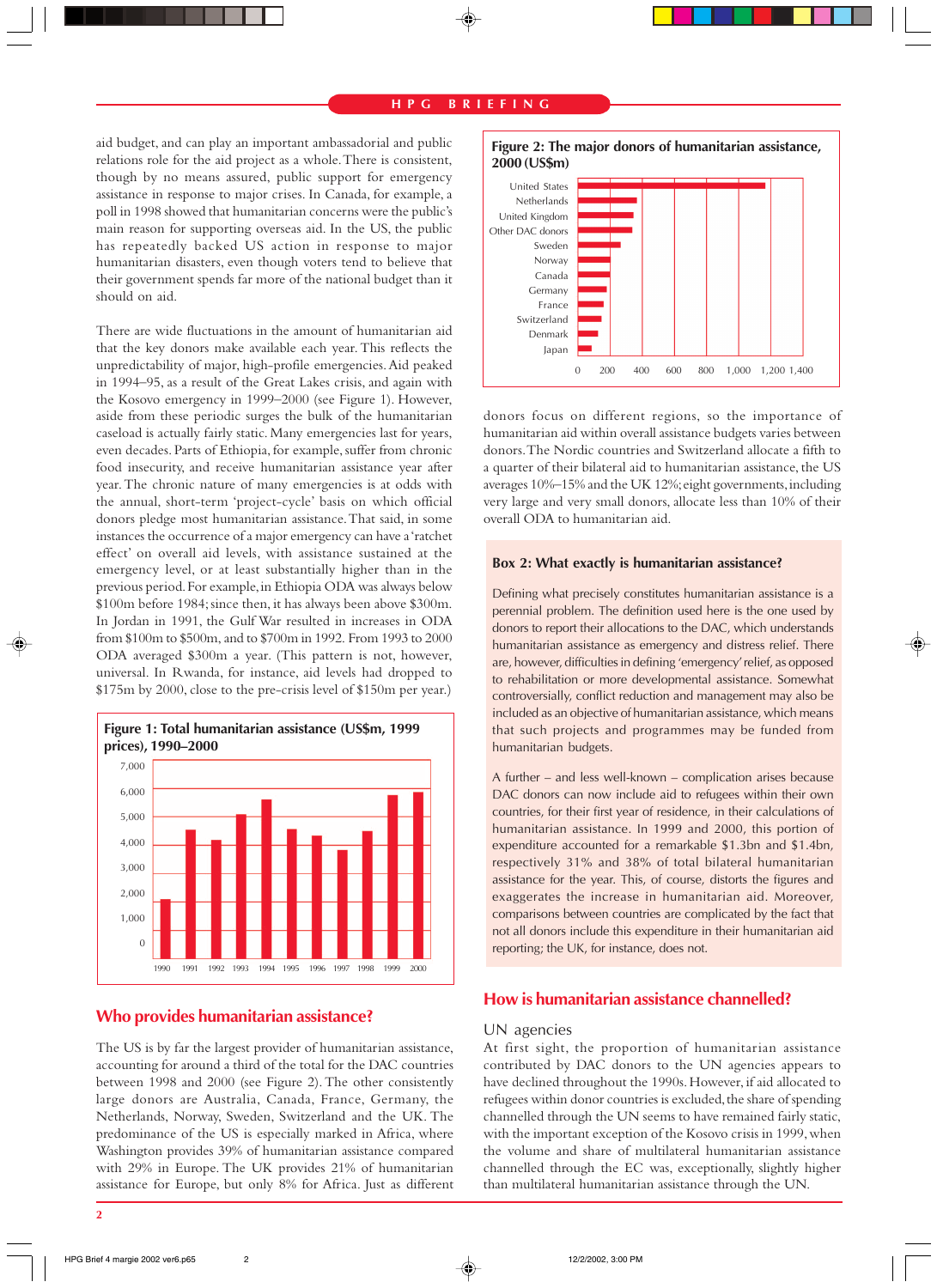aid budget, and can play an important ambassadorial and public relations role for the aid project as a whole. There is consistent, though by no means assured, public support for emergency assistance in response to major crises. In Canada, for example, a poll in 1998 showed that humanitarian concerns were the public's main reason for supporting overseas aid. In the US, the public has repeatedly backed US action in response to major humanitarian disasters, even though voters tend to believe that their government spends far more of the national budget than it should on aid.

There are wide fluctuations in the amount of humanitarian aid that the key donors make available each year. This reflects the unpredictability of major, high-profile emergencies. Aid peaked in 1994–95, as a result of the Great Lakes crisis, and again with the Kosovo emergency in 1999–2000 (see Figure 1). However, aside from these periodic surges the bulk of the humanitarian caseload is actually fairly static. Many emergencies last for years, even decades. Parts of Ethiopia, for example, suffer from chronic food insecurity, and receive humanitarian assistance year after year. The chronic nature of many emergencies is at odds with the annual, short-term 'project-cycle' basis on which official donors pledge most humanitarian assistance. That said, in some instances the occurrence of a major emergency can have a 'ratchet effect' on overall aid levels, with assistance sustained at the emergency level, or at least substantially higher than in the previous period. For example, in Ethiopia ODA was always below \$100m before 1984; since then, it has always been above \$300m. In Jordan in 1991, the Gulf War resulted in increases in ODA from \$100m to \$500m, and to \$700m in 1992. From 1993 to 2000 ODA averaged \$300m a year. (This pattern is not, however, universal. In Rwanda, for instance, aid levels had dropped to \$175m by 2000, close to the pre-crisis level of \$150m per year.)

**Figure 1: Total humanitarian assistance (US\$m, 1999 prices), 1990–2000**

**Figure 2: The major donors of humanitarian assistance, 2000 (US\$m)**

## Who provides humanitarian assistance?

The US is by far the largest provider of humanitarian assistance, accounting for around a third of the total for the DAC countries between 1998 and 2000 (see Figure 2). The other consistently large donors are Australia, Canada, France, Germany, the Netherlands, Norway, Sweden, Switzerland and the UK. The predominance of the US is especially marked in Africa, where Washington provides 39% of humanitarian assistance compared with 29% in Europe. The UK provides 21% of humanitarian assistance for Europe, but only 8% for Africa. Just as different donors focus on different regions, so the importance of humanitarian aid within overall assistance budgets varies between donors. The Nordic countries and Switzerland allocate a fifth to a quarter of their bilateral aid to humanitarian assistance, the US averages 10%–15% and the UK 12%; eight governments, including very large and very small donors, allocate less than 10% of their overall ODA to humanitarian aid.

> **Box 2: What exactly is humanitarian assistance?**
>
> Defining what precisely constitutes humanitarian assistance is a perennial problem. The definition used here is the one used by donors to report their allocations to the DAC, which understands humanitarian assistance as emergency and distress relief. There are, however, difficulties in defining 'emergency' relief, as opposed to rehabilitation or more developmental assistance. Somewhat controversially, conflict reduction and management may also be included as an objective of humanitarian assistance, which means that such projects and programmes may be funded from humanitarian budgets.
>
> A further – and less well-known – complication arises because DAC donors can now include aid to refugees within their own countries, for their first year of residence, in their calculations of humanitarian assistance. In 1999 and 2000, this portion of expenditure accounted for a remarkable \$1.3bn and \$1.4bn, respectively 31% and 38% of total bilateral humanitarian assistance for the year. This, of course, distorts the figures and exaggerates the increase in humanitarian aid. Moreover, comparisons between countries are complicated by the fact that not all donors include this expenditure in their humanitarian aid reporting; the UK, for instance, does not.

## How is humanitarian assistance channelled?

### UN agencies

At first sight, the proportion of humanitarian assistance contributed by DAC donors to the UN agencies appears to have declined throughout the 1990s. However, if aid allocated to refugees within donor countries is excluded, the share of spending channelled through the UN seems to have remained fairly static, with the important exception of the Kosovo crisis in 1999, when the volume and share of multilateral humanitarian assistance channelled through the EC was, exceptionally, slightly higher than multilateral humanitarian assistance through the UN.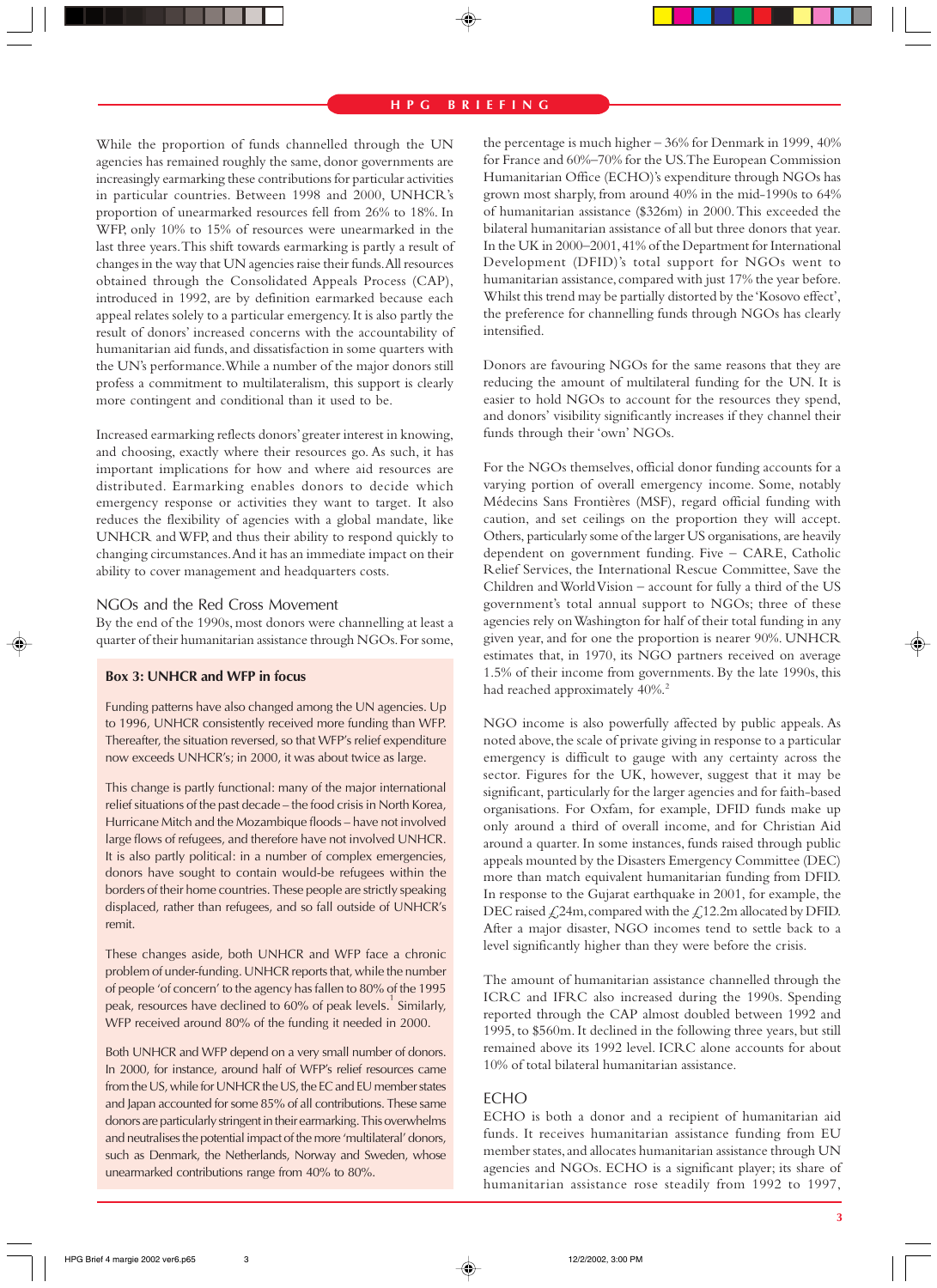While the proportion of funds channelled through the UN agencies has remained roughly the same, donor governments are increasingly earmarking these contributions for particular activities in particular countries. Between 1998 and 2000, UNHCR's proportion of unearmarked resources fell from 26% to 18%. In WFP, only 10% to 15% of resources were unearmarked in the last three years. This shift towards earmarking is partly a result of changes in the way that UN agencies raise their funds. All resources obtained through the Consolidated Appeals Process (CAP), introduced in 1992, are by definition earmarked because each appeal relates solely to a particular emergency. It is also partly the result of donors' increased concerns with the accountability of humanitarian aid funds, and dissatisfaction in some quarters with the UN's performance. While a number of the major donors still profess a commitment to multilateralism, this support is clearly more contingent and conditional than it used to be.

Increased earmarking reflects donors' greater interest in knowing, and choosing, exactly where their resources go. As such, it has important implications for how and where aid resources are distributed. Earmarking enables donors to decide which emergency response or activities they want to target. It also reduces the flexibility of agencies with a global mandate, like UNHCR and WFP, and thus their ability to respond quickly to changing circumstances. And it has an immediate impact on their ability to cover management and headquarters costs.

## NGOs and the Red Cross Movement

By the end of the 1990s, most donors were channelling at least a quarter of their humanitarian assistance through NGOs. For some, the percentage is much higher – 36% for Denmark in 1999, 40% for France and 60%–70% for the US. The European Commission Humanitarian Office (ECHO)'s expenditure through NGOs has grown most sharply, from around 40% in the mid-1990s to 64% of humanitarian assistance ($326m) in 2000. This exceeded the bilateral humanitarian assistance of all but three donors that year. In the UK in 2000–2001, 41% of the Department for International Development (DFID)'s total support for NGOs went to humanitarian assistance, compared with just 17% the year before. Whilst this trend may be partially distorted by the 'Kosovo effect', the preference for channelling funds through NGOs has clearly intensified.

Donors are favouring NGOs for the same reasons that they are reducing the amount of multilateral funding for the UN. It is easier to hold NGOs to account for the resources they spend, and donors' visibility significantly increases if they channel their funds through their 'own' NGOs.

For the NGOs themselves, official donor funding accounts for a varying portion of overall emergency income. Some, notably Médecins Sans Frontières (MSF), regard official funding with caution, and set ceilings on the proportion they will accept. Others, particularly some of the larger US organisations, are heavily dependent on government funding. Five – CARE, Catholic Relief Services, the International Rescue Committee, Save the Children and World Vision – account for fully a third of the US government's total annual support to NGOs; three of these agencies rely on Washington for half of their total funding in any given year, and for one the proportion is nearer 90%. UNHCR estimates that, in 1970, its NGO partners received on average 1.5% of their income from governments. By the late 1990s, this had reached approximately 40%.[2]

NGO income is also powerfully affected by public appeals. As noted above, the scale of private giving in response to a particular emergency is difficult to gauge with any certainty across the sector. Figures for the UK, however, suggest that it may be significant, particularly for the larger agencies and for faith-based organisations. For Oxfam, for example, DFID funds make up only around a third of overall income, and for Christian Aid around a quarter. In some instances, funds raised through public appeals mounted by the Disasters Emergency Committee (DEC) more than match equivalent humanitarian funding from DFID. In response to the Gujarat earthquake in 2001, for example, the DEC raised £24m, compared with the £12.2m allocated by DFID. After a major disaster, NGO incomes tend to settle back to a level significantly higher than they were before the crisis.

The amount of humanitarian assistance channelled through the ICRC and IFRC also increased during the 1990s. Spending reported through the CAP almost doubled between 1992 and 1995, to $560m. It declined in the following three years, but still remained above its 1992 level. ICRC alone accounts for about 10% of total bilateral humanitarian assistance.

## ECHO

ECHO is both a donor and a recipient of humanitarian aid funds. It receives humanitarian assistance funding from EU member states, and allocates humanitarian assistance through UN agencies and NGOs. ECHO is a significant player; its share of humanitarian assistance rose steadily from 1992 to 1997,

---

**Box 3: UNHCR and WFP in focus**

Funding patterns have also changed among the UN agencies. Up to 1996, UNHCR consistently received more funding than WFP. Thereafter, the situation reversed, so that WFP's relief expenditure now exceeds UNHCR's; in 2000, it was about twice as large.

This change is partly functional: many of the major international relief situations of the past decade – the food crisis in North Korea, Hurricane Mitch and the Mozambique floods – have not involved large flows of refugees, and therefore have not involved UNHCR. It is also partly political: in a number of complex emergencies, donors have sought to contain would-be refugees within the borders of their home countries. These people are strictly speaking displaced, rather than refugees, and so fall outside of UNHCR's remit.

These changes aside, both UNHCR and WFP face a chronic problem of under-funding. UNHCR reports that, while the number of people 'of concern' to the agency has fallen to 80% of the 1995 peak, resources have declined to 60% of peak levels.[1] Similarly, WFP received around 80% of the funding it needed in 2000.

Both UNHCR and WFP depend on a very small number of donors. In 2000, for instance, around half of WFP's relief resources came from the US, while for UNHCR the US, the EC and EU member states and Japan accounted for some 85% of all contributions. These same donors are particularly stringent in their earmarking. This overwhelms and neutralises the potential impact of the more 'multilateral' donors, such as Denmark, the Netherlands, Norway and Sweden, whose unearmarked contributions range from 40% to 80%.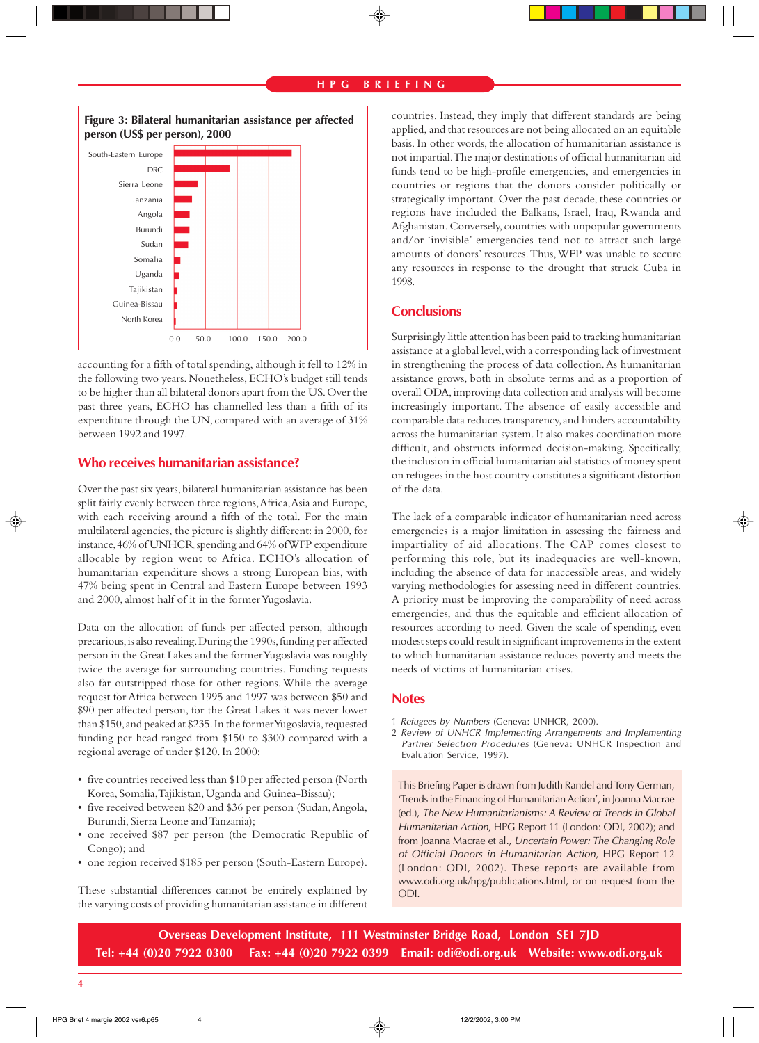**Figure 3: Bilateral humanitarian assistance per affected person (US$ per person), 2000**

South-Eastern Europe
DRC
Sierra Leone
Tanzania
Angola
Burundi
Sudan
Somalia
Uganda
Tajikistan
Guinea-Bissau
North Korea

0.0 50.0 100.0 150.0 200.0

accounting for a fifth of total spending, although it fell to 12% in the following two years. Nonetheless, ECHO's budget still tends to be higher than all bilateral donors apart from the US. Over the past three years, ECHO has channelled less than a fifth of its expenditure through the UN, compared with an average of 31% between 1992 and 1997.

## Who receives humanitarian assistance?

Over the past six years, bilateral humanitarian assistance has been split fairly evenly between three regions, Africa, Asia and Europe, with each receiving around a fifth of the total. For the main multilateral agencies, the picture is slightly different: in 2000, for instance, 46% of UNHCR spending and 64% of WFP expenditure allocable by region went to Africa. ECHO's allocation of humanitarian expenditure shows a strong European bias, with 47% being spent in Central and Eastern Europe between 1993 and 2000, almost half of it in the former Yugoslavia.

Data on the allocation of funds per affected person, although precarious, is also revealing. During the 1990s, funding per affected person in the Great Lakes and the former Yugoslavia was roughly twice the average for surrounding countries. Funding requests also far outstripped those for other regions. While the average request for Africa between 1995 and 1997 was between $50 and $90 per affected person, for the Great Lakes it was never lower than $150, and peaked at $235. In the former Yugoslavia, requested funding per head ranged from $150 to $300 compared with a regional average of under $120. In 2000:

- five countries received less than $10 per affected person (North Korea, Somalia, Tajikistan, Uganda and Guinea-Bissau);
- five received between $20 and $36 per person (Sudan, Angola, Burundi, Sierra Leone and Tanzania);
- one received $87 per person (the Democratic Republic of Congo); and
- one region received $185 per person (South-Eastern Europe).

These substantial differences cannot be entirely explained by the varying costs of providing humanitarian assistance in different countries. Instead, they imply that different standards are being applied, and that resources are not being allocated on an equitable basis. In other words, the allocation of humanitarian assistance is not impartial. The major destinations of official humanitarian aid funds tend to be high-profile emergencies, and emergencies in countries or regions that the donors consider politically or strategically important. Over the past decade, these countries or regions have included the Balkans, Israel, Iraq, Rwanda and Afghanistan. Conversely, countries with unpopular governments and/or 'invisible' emergencies tend not to attract such large amounts of donors' resources. Thus, WFP was unable to secure any resources in response to the drought that struck Cuba in 1998.

## Conclusions

Surprisingly little attention has been paid to tracking humanitarian assistance at a global level, with a corresponding lack of investment in strengthening the process of data collection. As humanitarian assistance grows, both in absolute terms and as a proportion of overall ODA, improving data collection and analysis will become increasingly important. The absence of easily accessible and comparable data reduces transparency, and hinders accountability across the humanitarian system. It also makes coordination more difficult, and obstructs informed decision-making. Specifically, the inclusion in official humanitarian aid statistics of money spent on refugees in the host country constitutes a significant distortion of the data.

The lack of a comparable indicator of humanitarian need across emergencies is a major limitation in assessing the fairness and impartiality of aid allocations. The CAP comes closest to performing this role, but its inadequacies are well-known, including the absence of data for inaccessible areas, and widely varying methodologies for assessing need in different countries. A priority must be improving the comparability of need across emergencies, and thus the equitable and efficient allocation of resources according to need. Given the scale of spending, even modest steps could result in significant improvements in the extent to which humanitarian assistance reduces poverty and meets the needs of victims of humanitarian crises.

## Notes

1 *Refugees by Numbers* (Geneva: UNHCR, 2000).

2 *Review of UNHCR Implementing Arrangements and Implementing Partner Selection Procedures* (Geneva: UNHCR Inspection and Evaluation Service, 1997).

This Briefing Paper is drawn from Judith Randel and Tony German, 'Trends in the Financing of Humanitarian Action', in Joanna Macrae (ed.), *The New Humanitarianisms: A Review of Trends in Global Humanitarian Action*, HPG Report 11 (London: ODI, 2002); and from Joanna Macrae et al., *Uncertain Power: The Changing Role of Official Donors in Humanitarian Action*, HPG Report 12 (London: ODI, 2002). These reports are available from www.odi.org.uk/hpg/publications.html, or on request from the ODI.

**Overseas Development Institute, 111 Westminster Bridge Road, London SE1 7JD**
**Tel: +44 (0)20 7922 0300 Fax: +44 (0)20 7922 0399 Email: odi@odi.org.uk Website: www.odi.org.uk**